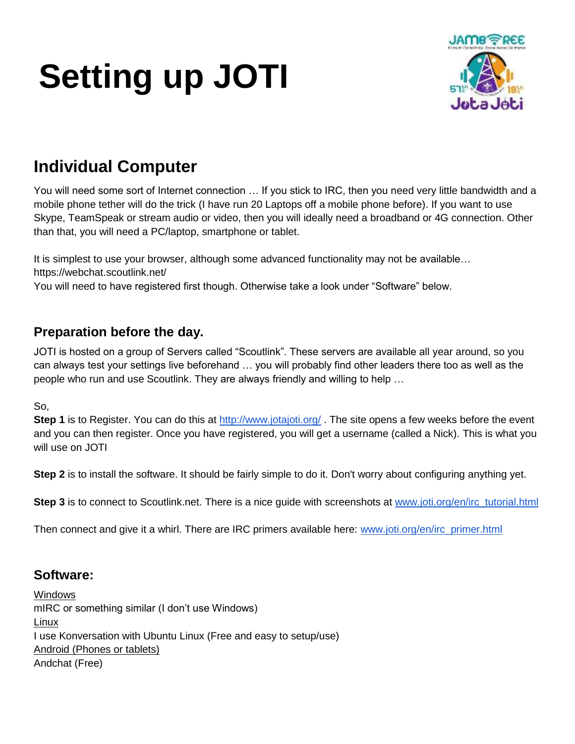# Setting up JOTI

## Individual Computer

You will need some sort of Internet connection … If you stick to IRC, then you need very little bandwidth and a mobile phone tether will do the trick (I have run 20 Laptops off a mobile phone before). If you want to use Skype, TeamSpeak or stream audio or video, then you will ideally need a broadband or 4G connection. Other than that, you will need a PC/laptop, smartphone or tablet.

It is simplest to use your browser, although some advanced functionality may not be available…
https://webchat.scoutlink.net/
You will need to have registered first though. Otherwise take a look under "Software" below.

### Preparation before the day.

JOTI is hosted on a group of Servers called "Scoutlink". These servers are available all year around, so you can always test your settings live beforehand … you will probably find other leaders there too as well as the people who run and use Scoutlink. They are always friendly and willing to help …

So,
**Step 1** is to Register. You can do this at http://www.jotajoti.org/ . The site opens a few weeks before the event and you can then register. Once you have registered, you will get a username (called a Nick). This is what you will use on JOTI

**Step 2** is to install the software. It should be fairly simple to do it. Don't worry about configuring anything yet.

**Step 3** is to connect to Scoutlink.net. There is a nice guide with screenshots at www.joti.org/en/irc_tutorial.html

Then connect and give it a whirl. There are IRC primers available here: www.joti.org/en/irc_primer.html

### Software:

Windows
mIRC or something similar (I don't use Windows)
Linux
I use Konversation with Ubuntu Linux (Free and easy to setup/use)
Android (Phones or tablets)
Andchat (Free)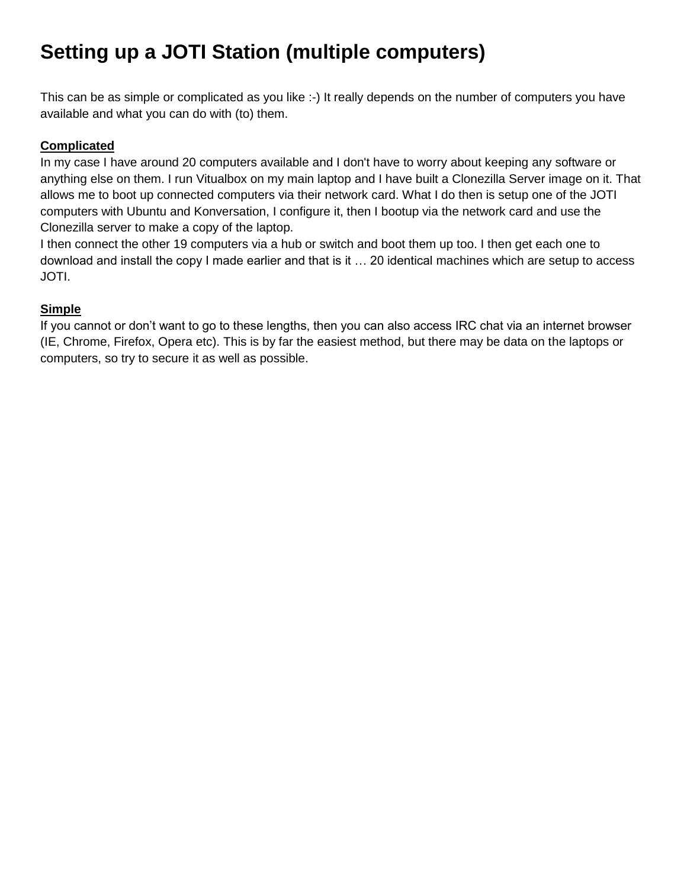# Setting up a JOTI Station (multiple computers)

This can be as simple or complicated as you like :-) It really depends on the number of computers you have available and what you can do with (to) them.

**Complicated**

In my case I have around 20 computers available and I don't have to worry about keeping any software or anything else on them. I run Vitualbox on my main laptop and I have built a Clonezilla Server image on it. That allows me to boot up connected computers via their network card. What I do then is setup one of the JOTI computers with Ubuntu and Konversation, I configure it, then I bootup via the network card and use the Clonezilla server to make a copy of the laptop.
I then connect the other 19 computers via a hub or switch and boot them up too. I then get each one to download and install the copy I made earlier and that is it … 20 identical machines which are setup to access JOTI.

**Simple**

If you cannot or don't want to go to these lengths, then you can also access IRC chat via an internet browser (IE, Chrome, Firefox, Opera etc). This is by far the easiest method, but there may be data on the laptops or computers, so try to secure it as well as possible.